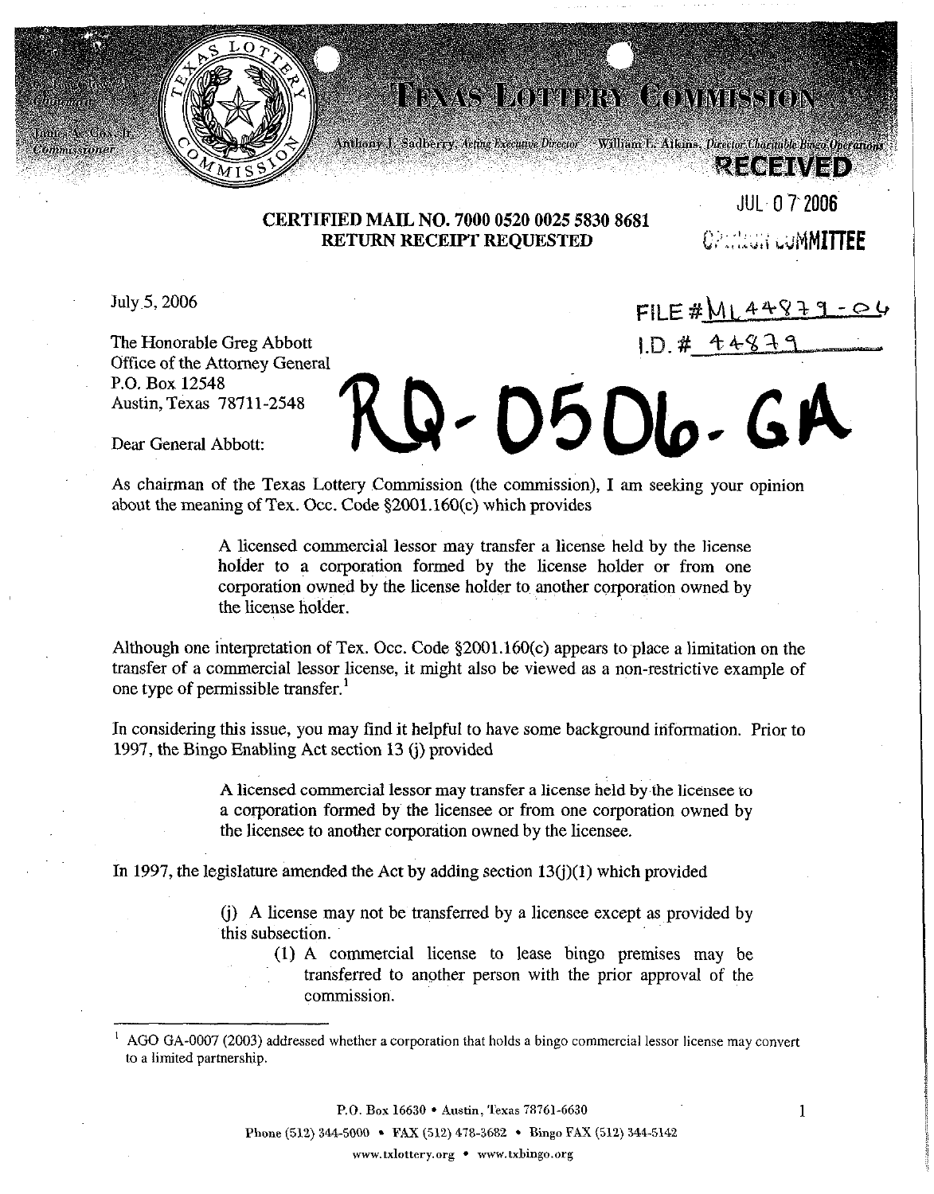# TEXAS LOTTERY COMMISSION

James A. Cox, Jr., Commissioner

Anthony J. Sadberry, Acting Executive Director    William L. Atkins, Director Charitable Bingo Operations

RECEIVED

JUL 07 2006

OPINION COMMITTEE

**CERTIFIED MAIL NO. 7000 0520 0025 5830 8681**
**RETURN RECEIPT REQUESTED**

July 5, 2006

FILE # ML 44879-06
I.D. # 44879

RQ-0506-GA

The Honorable Greg Abbott
Office of the Attorney General
P.O. Box 12548
Austin, Texas 78711-2548

Dear General Abbott:

As chairman of the Texas Lottery Commission (the commission), I am seeking your opinion about the meaning of Tex. Occ. Code §2001.160(c) which provides

> A licensed commercial lessor may transfer a license held by the license holder to a corporation formed by the license holder or from one corporation owned by the license holder to another corporation owned by the license holder.

Although one interpretation of Tex. Occ. Code §2001.160(c) appears to place a limitation on the transfer of a commercial lessor license, it might also be viewed as a non-restrictive example of one type of permissible transfer.[1]

In considering this issue, you may find it helpful to have some background information. Prior to 1997, the Bingo Enabling Act section 13 (j) provided

> A licensed commercial lessor may transfer a license held by the licensee to a corporation formed by the licensee or from one corporation owned by the licensee to another corporation owned by the licensee.

In 1997, the legislature amended the Act by adding section 13(j)(1) which provided

> (j) A license may not be transferred by a licensee except as provided by this subsection.
>
> (1) A commercial license to lease bingo premises may be transferred to another person with the prior approval of the commission.

[1] AGO GA-0007 (2003) addressed whether a corporation that holds a bingo commercial lessor license may convert to a limited partnership.

P.O. Box 16630 • Austin, Texas 78761-6630
Phone (512) 344-5000 • FAX (512) 478-3682 • Bingo FAX (512) 344-5142
www.txlottery.org • www.txbingo.org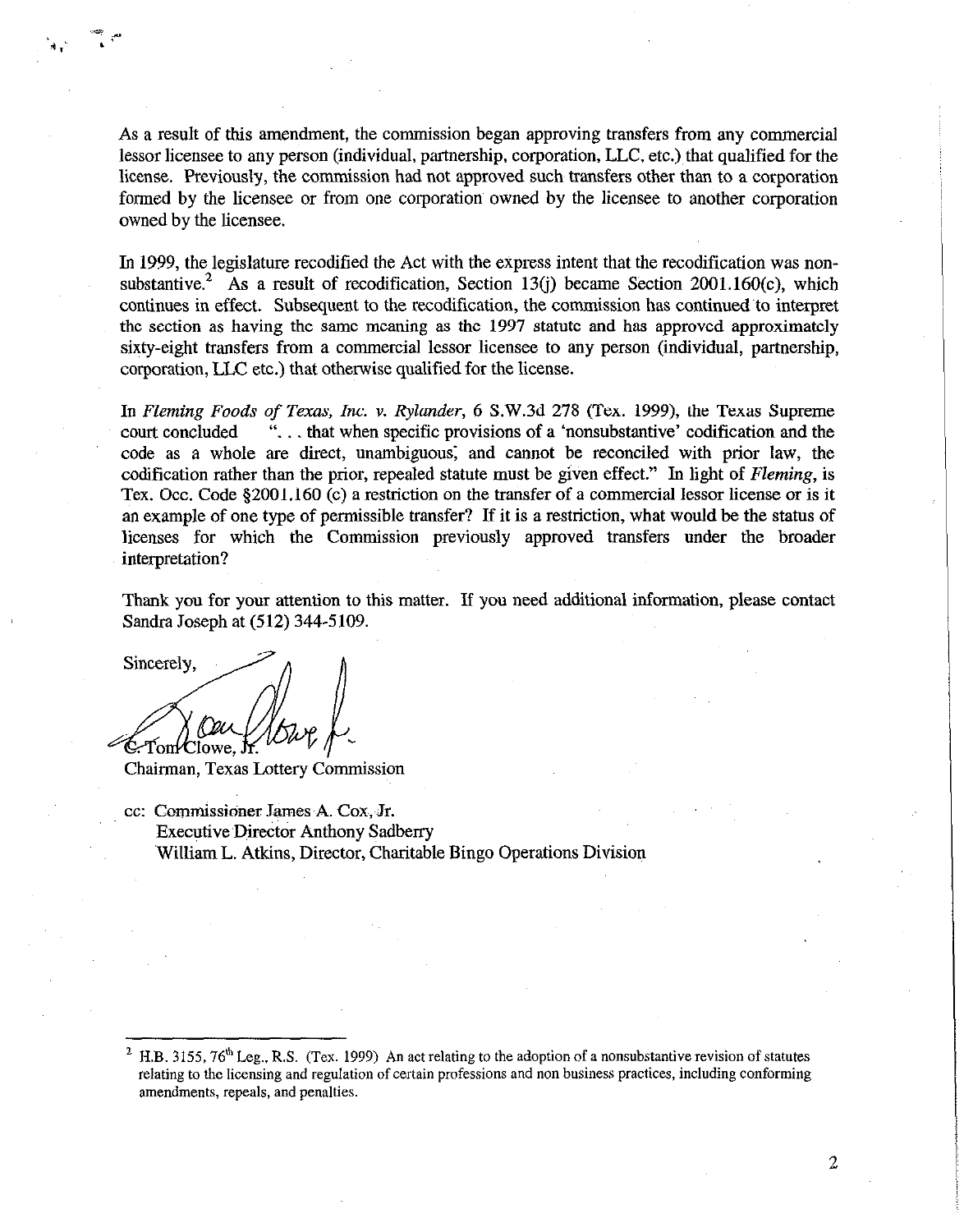As a result of this amendment, the commission began approving transfers from any commercial lessor licensee to any person (individual, partnership, corporation, LLC, etc.) that qualified for the license. Previously, the commission had not approved such transfers other than to a corporation formed by the licensee or from one corporation owned by the licensee to another corporation owned by the licensee.

In 1999, the legislature recodified the Act with the express intent that the recodification was non-substantive.[2] As a result of recodification, Section 13(j) became Section 2001.160(c), which continues in effect. Subsequent to the recodification, the commission has continued to interpret the section as having the same meaning as the 1997 statute and has approved approximately sixty-eight transfers from a commercial lessor licensee to any person (individual, partnership, corporation, LLC etc.) that otherwise qualified for the license.

In *Fleming Foods of Texas, Inc. v. Rylander*, 6 S.W.3d 278 (Tex. 1999), the Texas Supreme court concluded "... that when specific provisions of a 'nonsubstantive' codification and the code as a whole are direct, unambiguous, and cannot be reconciled with prior law, the codification rather than the prior, repealed statute must be given effect." In light of *Fleming*, is Tex. Occ. Code §2001.160 (c) a restriction on the transfer of a commercial lessor license or is it an example of one type of permissible transfer? If it is a restriction, what would be the status of licenses for which the Commission previously approved transfers under the broader interpretation?

Thank you for your attention to this matter. If you need additional information, please contact Sandra Joseph at (512) 344-5109.

Sincerely,

C. Tom Clowe, Jr.
Chairman, Texas Lottery Commission

cc: Commissioner James A. Cox, Jr.
Executive Director Anthony Sadberry
William L. Atkins, Director, Charitable Bingo Operations Division

---

[2] H.B. 3155, 76th Leg., R.S. (Tex. 1999) An act relating to the adoption of a nonsubstantive revision of statutes relating to the licensing and regulation of certain professions and non business practices, including conforming amendments, repeals, and penalties.